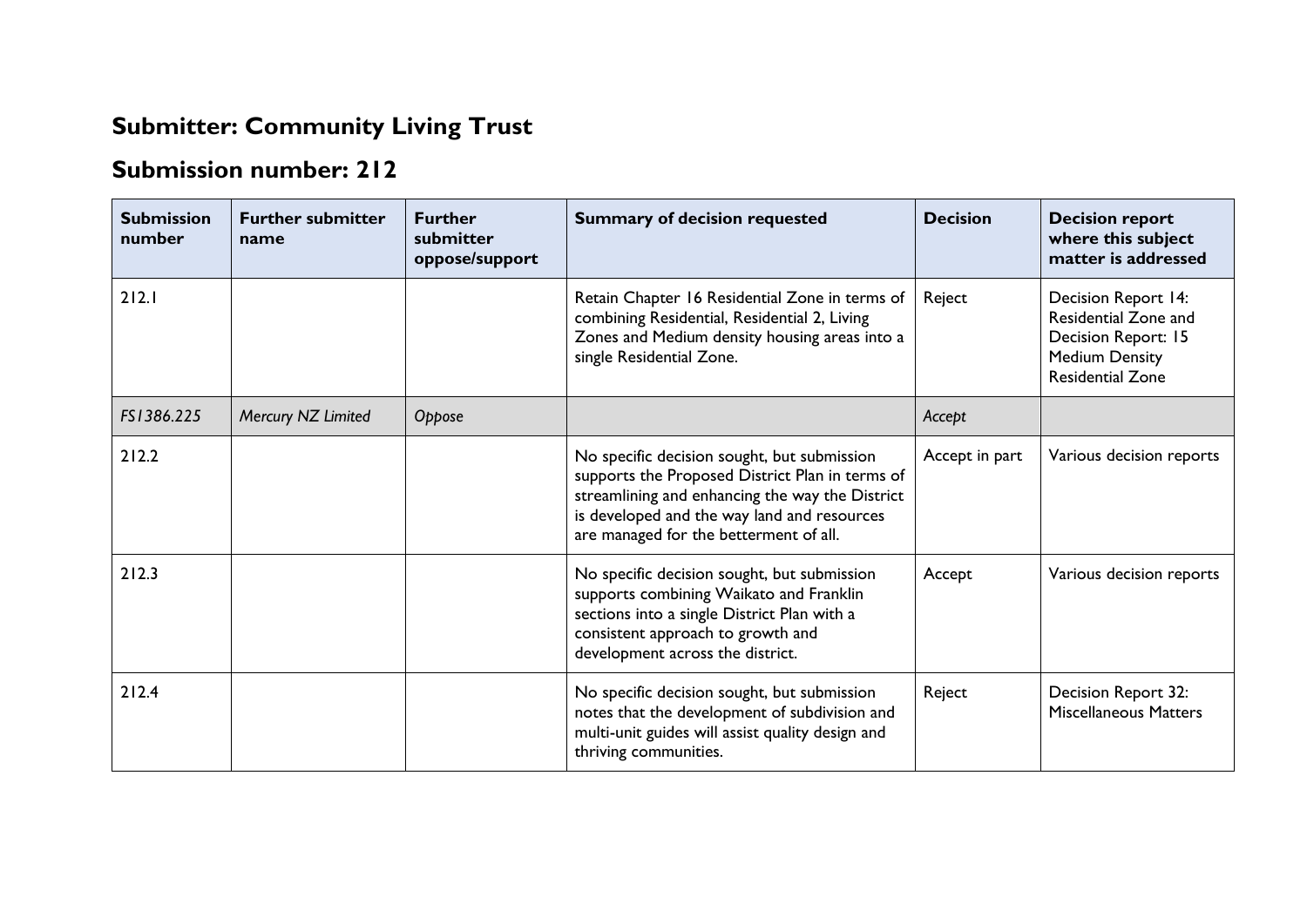## Submitter: Community Living Trust

## Submission number: 212

| Submission number | Further submitter name | Further submitter oppose/support | Summary of decision requested | Decision | Decision report where this subject matter is addressed |
|---|---|---|---|---|---|
| 212.1 | | | Retain Chapter 16 Residential Zone in terms of combining Residential, Residential 2, Living Zones and Medium density housing areas into a single Residential Zone. | Reject | Decision Report 14: Residential Zone and Decision Report: 15 Medium Density Residential Zone |
| *FS1386.225* | *Mercury NZ Limited* | *Oppose* | | *Accept* | |
| 212.2 | | | No specific decision sought, but submission supports the Proposed District Plan in terms of streamlining and enhancing the way the District is developed and the way land and resources are managed for the betterment of all. | Accept in part | Various decision reports |
| 212.3 | | | No specific decision sought, but submission supports combining Waikato and Franklin sections into a single District Plan with a consistent approach to growth and development across the district. | Accept | Various decision reports |
| 212.4 | | | No specific decision sought, but submission notes that the development of subdivision and multi-unit guides will assist quality design and thriving communities. | Reject | Decision Report 32: Miscellaneous Matters |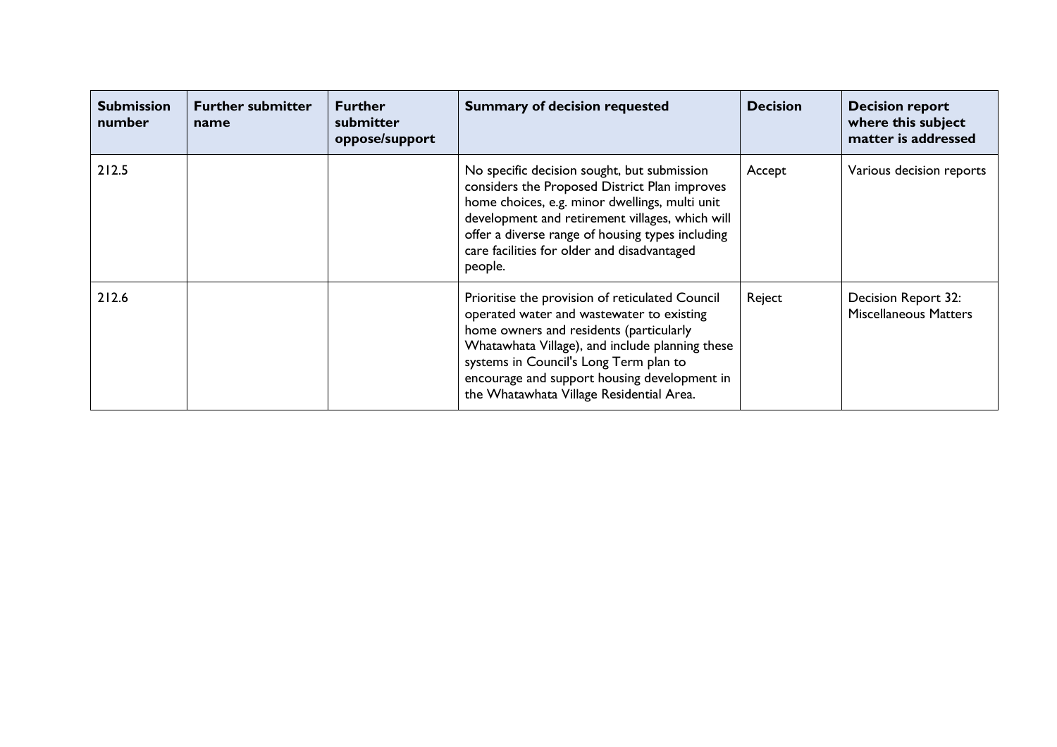| Submission number | Further submitter name | Further submitter oppose/support | Summary of decision requested | Decision | Decision report where this subject matter is addressed |
|---|---|---|---|---|---|
| 212.5 | | | No specific decision sought, but submission considers the Proposed District Plan improves home choices, e.g. minor dwellings, multi unit development and retirement villages, which will offer a diverse range of housing types including care facilities for older and disadvantaged people. | Accept | Various decision reports |
| 212.6 | | | Prioritise the provision of reticulated Council operated water and wastewater to existing home owners and residents (particularly Whatawhata Village), and include planning these systems in Council's Long Term plan to encourage and support housing development in the Whatawhata Village Residential Area. | Reject | Decision Report 32: Miscellaneous Matters |